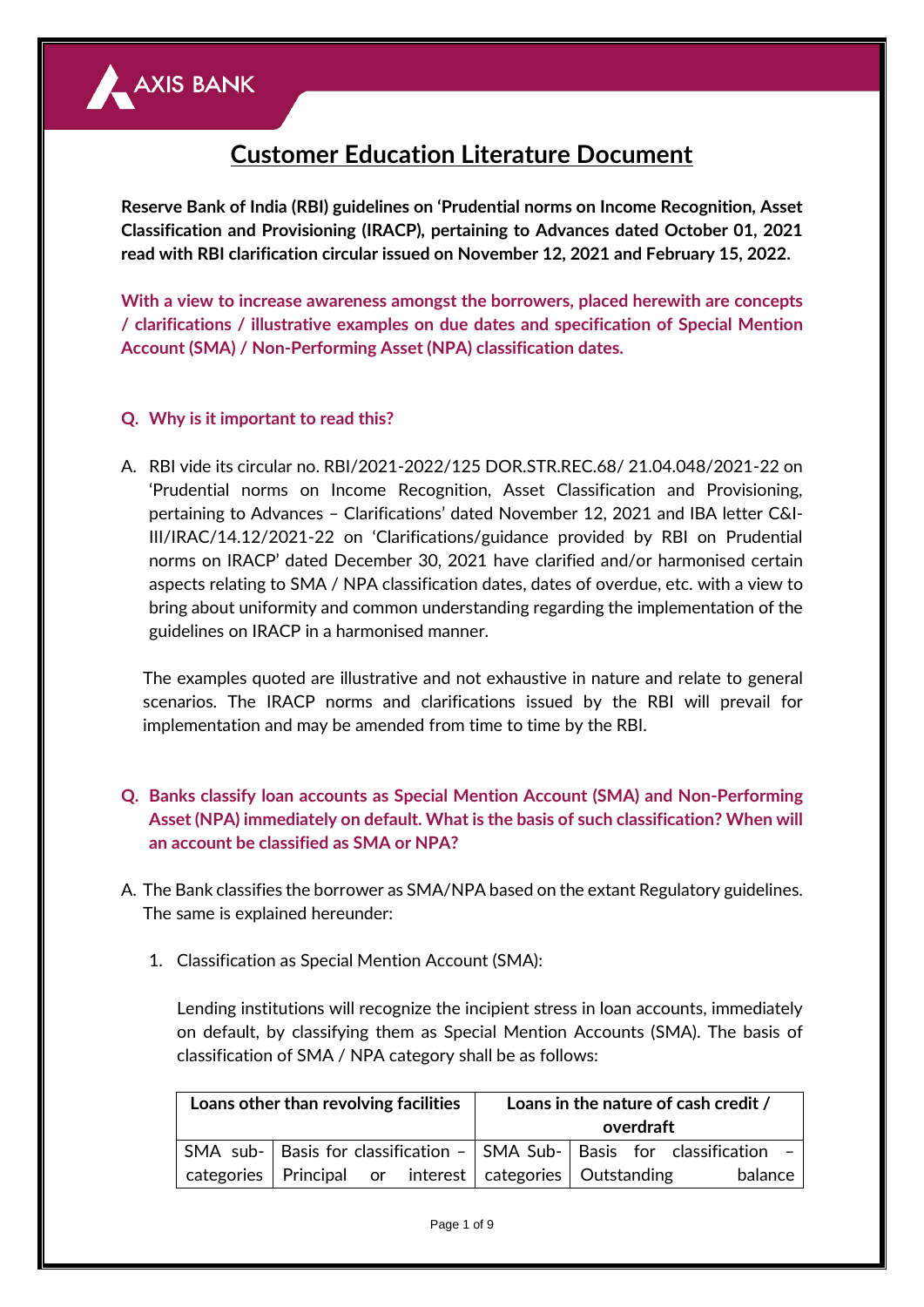AXIS BANK

# Customer Education Literature Document

**Reserve Bank of India (RBI) guidelines on 'Prudential norms on Income Recognition, Asset Classification and Provisioning (IRACP), pertaining to Advances dated October 01, 2021 read with RBI clarification circular issued on November 12, 2021 and February 15, 2022.**

**With a view to increase awareness amongst the borrowers, placed herewith are concepts / clarifications / illustrative examples on due dates and specification of Special Mention Account (SMA) / Non-Performing Asset (NPA) classification dates.**

### Q. Why is it important to read this?

A. RBI vide its circular no. RBI/2021-2022/125 DOR.STR.REC.68/ 21.04.048/2021-22 on 'Prudential norms on Income Recognition, Asset Classification and Provisioning, pertaining to Advances – Clarifications' dated November 12, 2021 and IBA letter C&I-III/IRAC/14.12/2021-22 on 'Clarifications/guidance provided by RBI on Prudential norms on IRACP' dated December 30, 2021 have clarified and/or harmonised certain aspects relating to SMA / NPA classification dates, dates of overdue, etc. with a view to bring about uniformity and common understanding regarding the implementation of the guidelines on IRACP in a harmonised manner.

The examples quoted are illustrative and not exhaustive in nature and relate to general scenarios. The IRACP norms and clarifications issued by the RBI will prevail for implementation and may be amended from time to time by the RBI.

### Q. Banks classify loan accounts as Special Mention Account (SMA) and Non-Performing Asset (NPA) immediately on default. What is the basis of such classification? When will an account be classified as SMA or NPA?

A. The Bank classifies the borrower as SMA/NPA based on the extant Regulatory guidelines. The same is explained hereunder:

1. Classification as Special Mention Account (SMA):

   Lending institutions will recognize the incipient stress in loan accounts, immediately on default, by classifying them as Special Mention Accounts (SMA). The basis of classification of SMA / NPA category shall be as follows:

| Loans other than revolving facilities | | Loans in the nature of cash credit / overdraft | |
|---|---|---|---|
| SMA sub-categories | Basis for classification – Principal or interest | SMA Sub-categories | Basis for classification – Outstanding balance |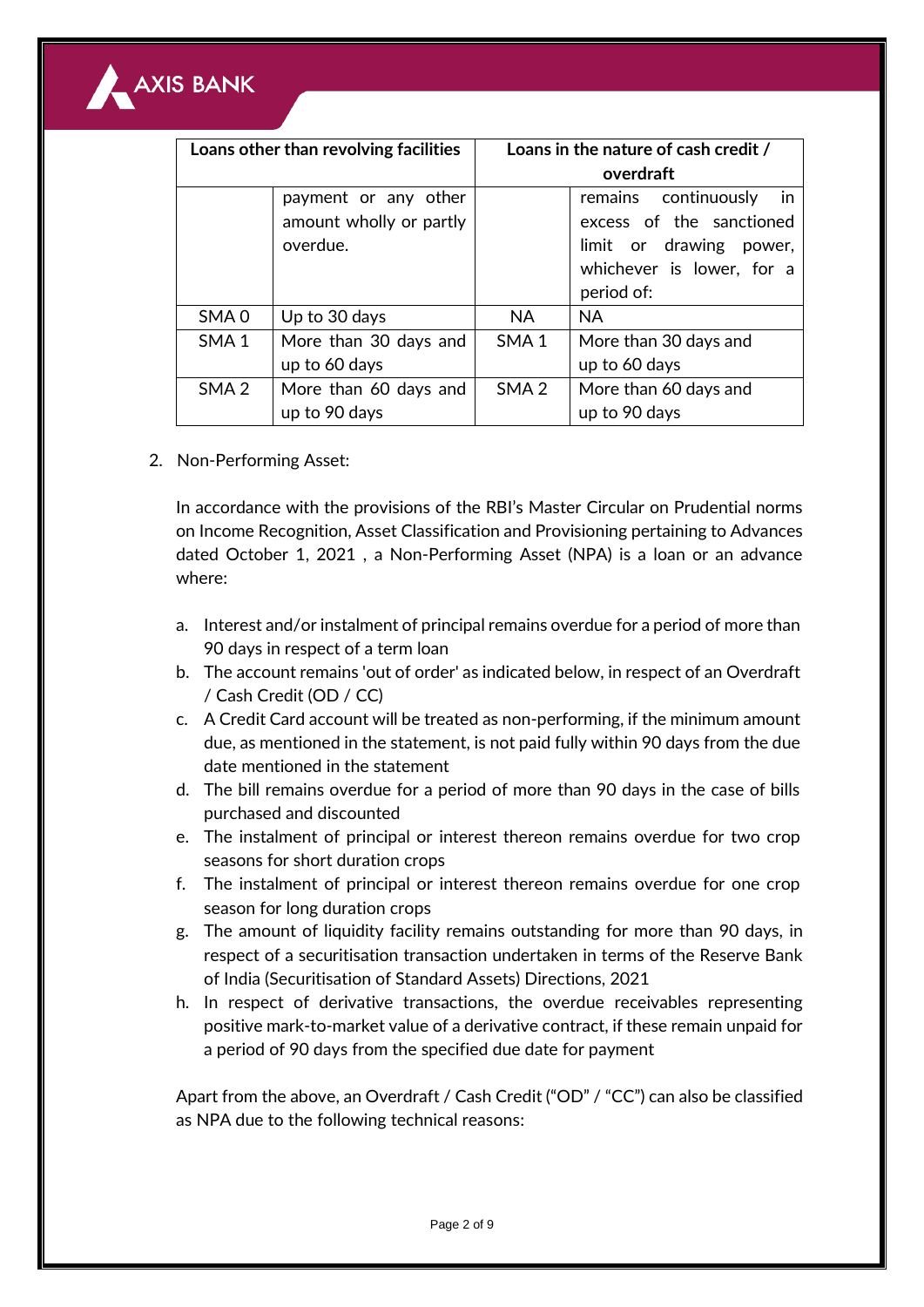| Loans other than revolving facilities | | Loans in the nature of cash credit / overdraft | |
|---|---|---|---|
| | payment or any other amount wholly or partly overdue. | | remains continuously in excess of the sanctioned limit or drawing power, whichever is lower, for a period of: |
| SMA 0 | Up to 30 days | NA | NA |
| SMA 1 | More than 30 days and up to 60 days | SMA 1 | More than 30 days and up to 60 days |
| SMA 2 | More than 60 days and up to 90 days | SMA 2 | More than 60 days and up to 90 days |

2. Non-Performing Asset:

   In accordance with the provisions of the RBI's Master Circular on Prudential norms on Income Recognition, Asset Classification and Provisioning pertaining to Advances dated October 1, 2021 , a Non-Performing Asset (NPA) is a loan or an advance where:

   a. Interest and/or instalment of principal remains overdue for a period of more than 90 days in respect of a term loan
   b. The account remains 'out of order' as indicated below, in respect of an Overdraft / Cash Credit (OD / CC)
   c. A Credit Card account will be treated as non-performing, if the minimum amount due, as mentioned in the statement, is not paid fully within 90 days from the due date mentioned in the statement
   d. The bill remains overdue for a period of more than 90 days in the case of bills purchased and discounted
   e. The instalment of principal or interest thereon remains overdue for two crop seasons for short duration crops
   f. The instalment of principal or interest thereon remains overdue for one crop season for long duration crops
   g. The amount of liquidity facility remains outstanding for more than 90 days, in respect of a securitisation transaction undertaken in terms of the Reserve Bank of India (Securitisation of Standard Assets) Directions, 2021
   h. In respect of derivative transactions, the overdue receivables representing positive mark-to-market value of a derivative contract, if these remain unpaid for a period of 90 days from the specified due date for payment

   Apart from the above, an Overdraft / Cash Credit ("OD" / "CC") can also be classified as NPA due to the following technical reasons: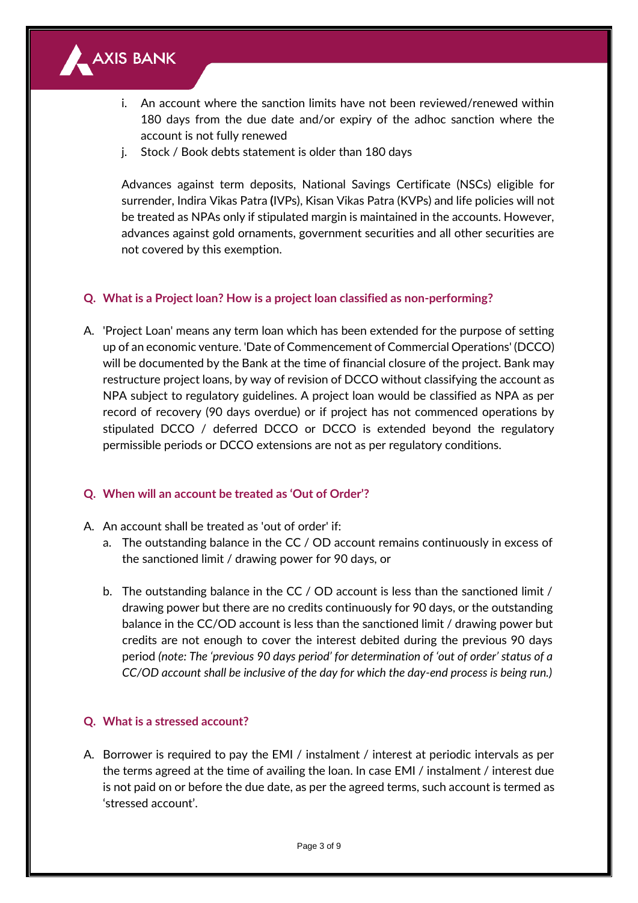i. An account where the sanction limits have not been reviewed/renewed within 180 days from the due date and/or expiry of the adhoc sanction where the account is not fully renewed
j. Stock / Book debts statement is older than 180 days

Advances against term deposits, National Savings Certificate (NSCs) eligible for surrender, Indira Vikas Patra (IVPs), Kisan Vikas Patra (KVPs) and life policies will not be treated as NPAs only if stipulated margin is maintained in the accounts. However, advances against gold ornaments, government securities and all other securities are not covered by this exemption.

**Q. What is a Project loan? How is a project loan classified as non-performing?**

A. 'Project Loan' means any term loan which has been extended for the purpose of setting up of an economic venture. 'Date of Commencement of Commercial Operations' (DCCO) will be documented by the Bank at the time of financial closure of the project. Bank may restructure project loans, by way of revision of DCCO without classifying the account as NPA subject to regulatory guidelines. A project loan would be classified as NPA as per record of recovery (90 days overdue) or if project has not commenced operations by stipulated DCCO / deferred DCCO or DCCO is extended beyond the regulatory permissible periods or DCCO extensions are not as per regulatory conditions.

**Q. When will an account be treated as 'Out of Order'?**

A. An account shall be treated as 'out of order' if:

a. The outstanding balance in the CC / OD account remains continuously in excess of the sanctioned limit / drawing power for 90 days, or

b. The outstanding balance in the CC / OD account is less than the sanctioned limit / drawing power but there are no credits continuously for 90 days, or the outstanding balance in the CC/OD account is less than the sanctioned limit / drawing power but credits are not enough to cover the interest debited during the previous 90 days period *(note: The 'previous 90 days period' for determination of 'out of order' status of a CC/OD account shall be inclusive of the day for which the day-end process is being run.)*

**Q. What is a stressed account?**

A. Borrower is required to pay the EMI / instalment / interest at periodic intervals as per the terms agreed at the time of availing the loan. In case EMI / instalment / interest due is not paid on or before the due date, as per the agreed terms, such account is termed as 'stressed account'.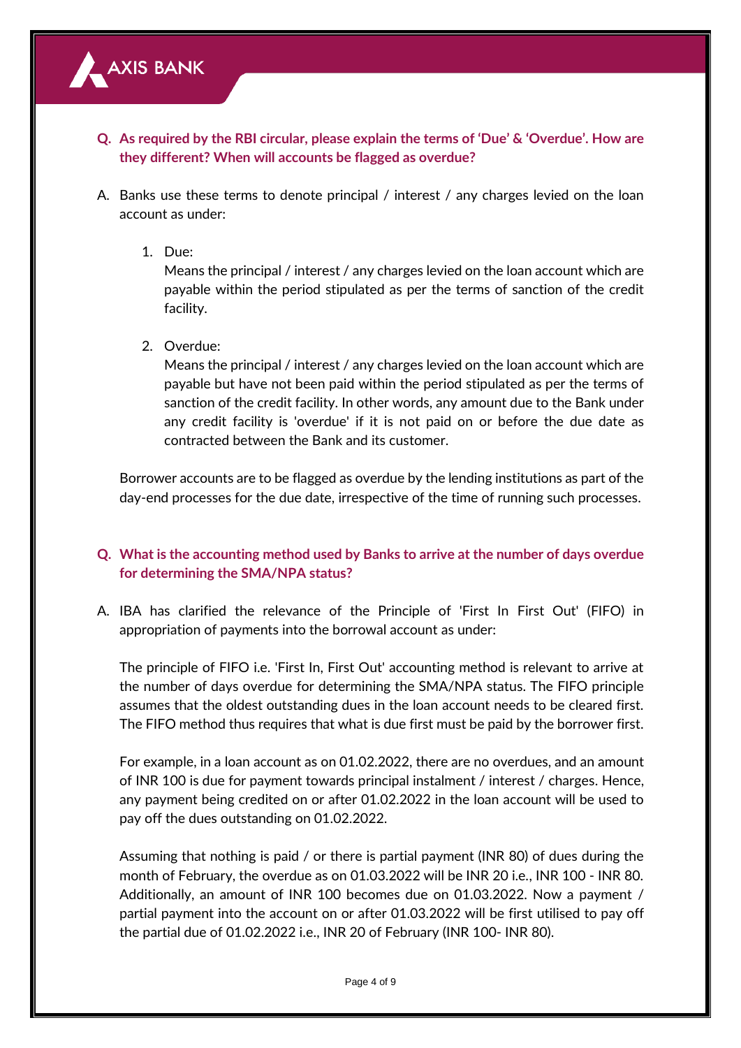**Q. As required by the RBI circular, please explain the terms of 'Due' & 'Overdue'. How are they different? When will accounts be flagged as overdue?**

A. Banks use these terms to denote principal / interest / any charges levied on the loan account as under:

1. Due:
   Means the principal / interest / any charges levied on the loan account which are payable within the period stipulated as per the terms of sanction of the credit facility.

2. Overdue:
   Means the principal / interest / any charges levied on the loan account which are payable but have not been paid within the period stipulated as per the terms of sanction of the credit facility. In other words, any amount due to the Bank under any credit facility is 'overdue' if it is not paid on or before the due date as contracted between the Bank and its customer.

Borrower accounts are to be flagged as overdue by the lending institutions as part of the day-end processes for the due date, irrespective of the time of running such processes.

**Q. What is the accounting method used by Banks to arrive at the number of days overdue for determining the SMA/NPA status?**

A. IBA has clarified the relevance of the Principle of 'First In First Out' (FIFO) in appropriation of payments into the borrowal account as under:

The principle of FIFO i.e. 'First In, First Out' accounting method is relevant to arrive at the number of days overdue for determining the SMA/NPA status. The FIFO principle assumes that the oldest outstanding dues in the loan account needs to be cleared first. The FIFO method thus requires that what is due first must be paid by the borrower first.

For example, in a loan account as on 01.02.2022, there are no overdues, and an amount of INR 100 is due for payment towards principal instalment / interest / charges. Hence, any payment being credited on or after 01.02.2022 in the loan account will be used to pay off the dues outstanding on 01.02.2022.

Assuming that nothing is paid / or there is partial payment (INR 80) of dues during the month of February, the overdue as on 01.03.2022 will be INR 20 i.e., INR 100 - INR 80. Additionally, an amount of INR 100 becomes due on 01.03.2022. Now a payment / partial payment into the account on or after 01.03.2022 will be first utilised to pay off the partial due of 01.02.2022 i.e., INR 20 of February (INR 100- INR 80).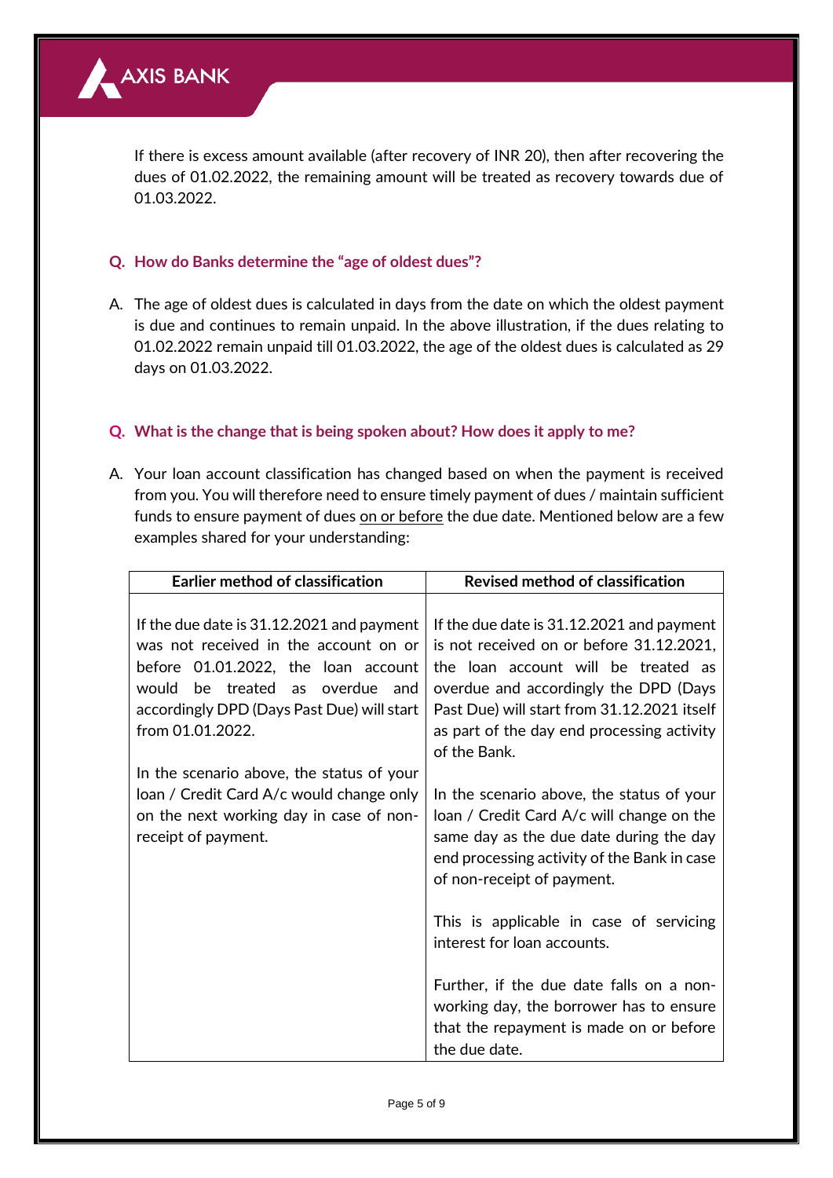If there is excess amount available (after recovery of INR 20), then after recovering the dues of 01.02.2022, the remaining amount will be treated as recovery towards due of 01.03.2022.

**Q. How do Banks determine the "age of oldest dues"?**

A. The age of oldest dues is calculated in days from the date on which the oldest payment is due and continues to remain unpaid. In the above illustration, if the dues relating to 01.02.2022 remain unpaid till 01.03.2022, the age of the oldest dues is calculated as 29 days on 01.03.2022.

**Q. What is the change that is being spoken about? How does it apply to me?**

A. Your loan account classification has changed based on when the payment is received from you. You will therefore need to ensure timely payment of dues / maintain sufficient funds to ensure payment of dues <u>on or before</u> the due date. Mentioned below are a few examples shared for your understanding:

| Earlier method of classification | Revised method of classification |
|---|---|
| If the due date is 31.12.2021 and payment was not received in the account on or before 01.01.2022, the loan account would be treated as overdue and accordingly DPD (Days Past Due) will start from 01.01.2022.<br><br>In the scenario above, the status of your loan / Credit Card A/c would change only on the next working day in case of non-receipt of payment. | If the due date is 31.12.2021 and payment is not received on or before 31.12.2021, the loan account will be treated as overdue and accordingly the DPD (Days Past Due) will start from 31.12.2021 itself as part of the day end processing activity of the Bank.<br><br>In the scenario above, the status of your loan / Credit Card A/c will change on the same day as the due date during the day end processing activity of the Bank in case of non-receipt of payment.<br><br>This is applicable in case of servicing interest for loan accounts.<br><br>Further, if the due date falls on a non-working day, the borrower has to ensure that the repayment is made on or before the due date. |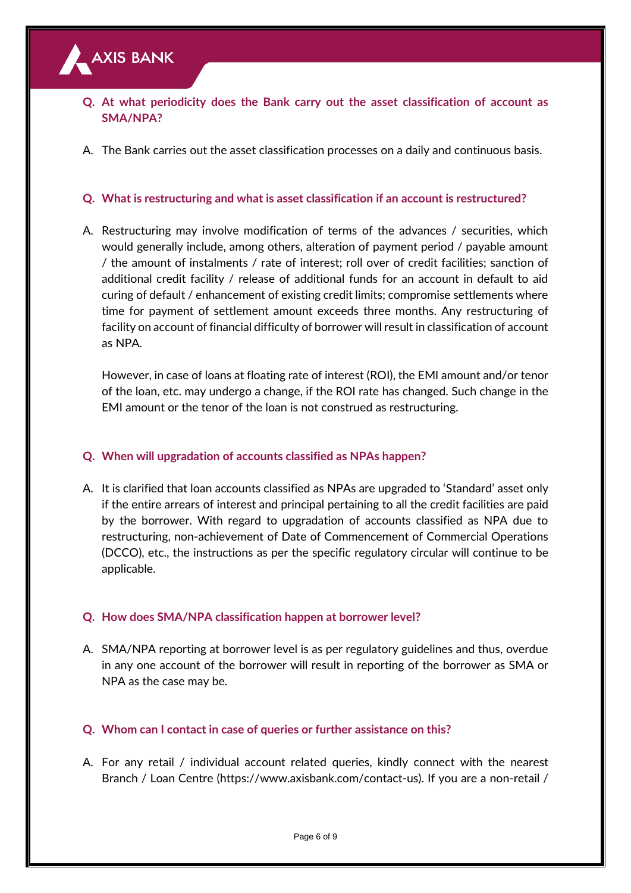**Q. At what periodicity does the Bank carry out the asset classification of account as SMA/NPA?**

A. The Bank carries out the asset classification processes on a daily and continuous basis.

**Q. What is restructuring and what is asset classification if an account is restructured?**

A. Restructuring may involve modification of terms of the advances / securities, which would generally include, among others, alteration of payment period / payable amount / the amount of instalments / rate of interest; roll over of credit facilities; sanction of additional credit facility / release of additional funds for an account in default to aid curing of default / enhancement of existing credit limits; compromise settlements where time for payment of settlement amount exceeds three months. Any restructuring of facility on account of financial difficulty of borrower will result in classification of account as NPA.

However, in case of loans at floating rate of interest (ROI), the EMI amount and/or tenor of the loan, etc. may undergo a change, if the ROI rate has changed. Such change in the EMI amount or the tenor of the loan is not construed as restructuring.

**Q. When will upgradation of accounts classified as NPAs happen?**

A. It is clarified that loan accounts classified as NPAs are upgraded to 'Standard' asset only if the entire arrears of interest and principal pertaining to all the credit facilities are paid by the borrower. With regard to upgradation of accounts classified as NPA due to restructuring, non-achievement of Date of Commencement of Commercial Operations (DCCO), etc., the instructions as per the specific regulatory circular will continue to be applicable.

**Q. How does SMA/NPA classification happen at borrower level?**

A. SMA/NPA reporting at borrower level is as per regulatory guidelines and thus, overdue in any one account of the borrower will result in reporting of the borrower as SMA or NPA as the case may be.

**Q. Whom can I contact in case of queries or further assistance on this?**

A. For any retail / individual account related queries, kindly connect with the nearest Branch / Loan Centre (https://www.axisbank.com/contact-us). If you are a non-retail /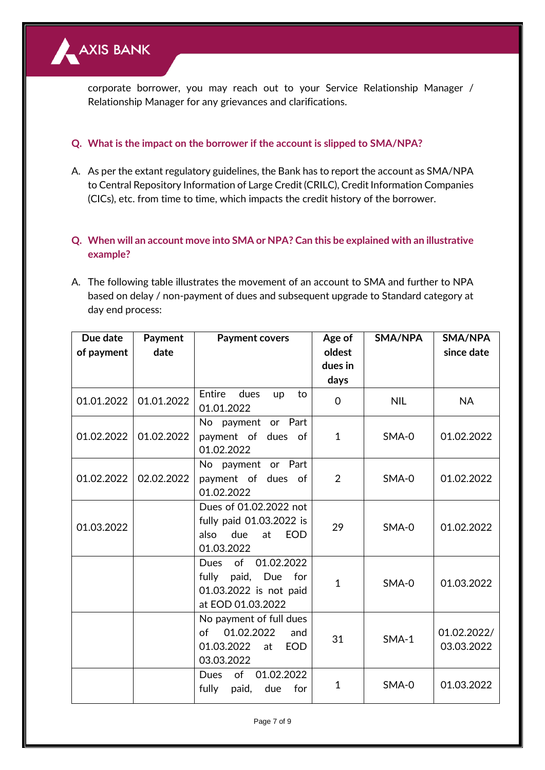corporate borrower, you may reach out to your Service Relationship Manager / Relationship Manager for any grievances and clarifications.

**Q. What is the impact on the borrower if the account is slipped to SMA/NPA?**

A. As per the extant regulatory guidelines, the Bank has to report the account as SMA/NPA to Central Repository Information of Large Credit (CRILC), Credit Information Companies (CICs), etc. from time to time, which impacts the credit history of the borrower.

**Q. When will an account move into SMA or NPA? Can this be explained with an illustrative example?**

A. The following table illustrates the movement of an account to SMA and further to NPA based on delay / non-payment of dues and subsequent upgrade to Standard category at day end process:

| Due date of payment | Payment date | Payment covers | Age of oldest dues in days | SMA/NPA | SMA/NPA since date |
|---|---|---|---|---|---|
| 01.01.2022 | 01.01.2022 | Entire dues up to 01.01.2022 | 0 | NIL | NA |
| 01.02.2022 | 01.02.2022 | No payment or Part payment of dues of 01.02.2022 | 1 | SMA-0 | 01.02.2022 |
| 01.02.2022 | 02.02.2022 | No payment or Part payment of dues of 01.02.2022 | 2 | SMA-0 | 01.02.2022 |
| 01.03.2022 | | Dues of 01.02.2022 not fully paid 01.03.2022 is also due at EOD 01.03.2022 | 29 | SMA-0 | 01.02.2022 |
| | | Dues of 01.02.2022 fully paid, Due for 01.03.2022 is not paid at EOD 01.03.2022 | 1 | SMA-0 | 01.03.2022 |
| | | No payment of full dues of 01.02.2022 and 01.03.2022 at EOD 03.03.2022 | 31 | SMA-1 | 01.02.2022/ 03.03.2022 |
| | | Dues of 01.02.2022 fully paid, due for | 1 | SMA-0 | 01.03.2022 |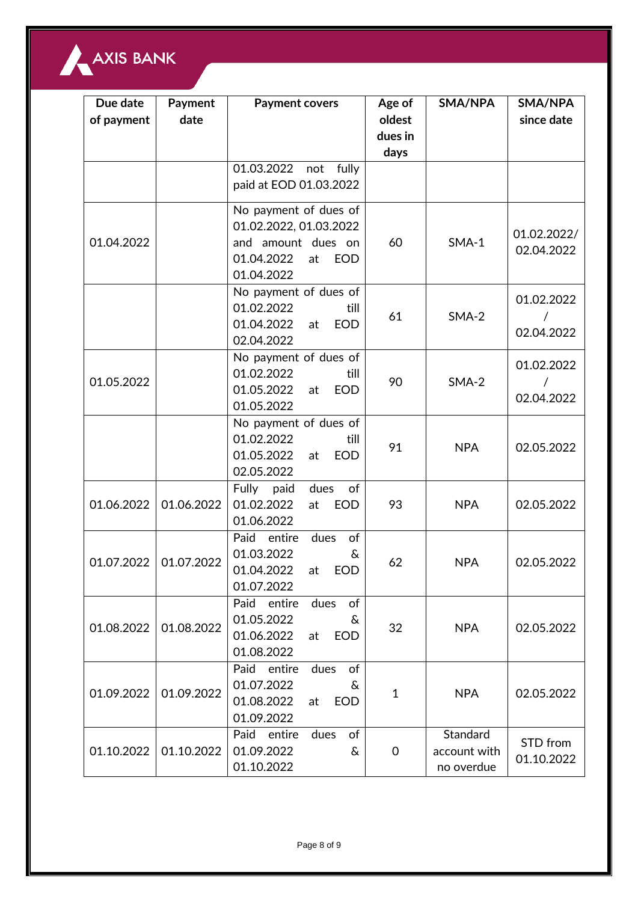| Due date of payment | Payment date | Payment covers | Age of oldest dues in days | SMA/NPA | SMA/NPA since date |
|---|---|---|---|---|---|
| | | 01.03.2022 not fully paid at EOD 01.03.2022 | | | |
| 01.04.2022 | | No payment of dues of 01.02.2022, 01.03.2022 and amount dues on 01.04.2022 at EOD 01.04.2022 | 60 | SMA-1 | 01.02.2022/ 02.04.2022 |
| | | No payment of dues of 01.02.2022 till 01.04.2022 at EOD 02.04.2022 | 61 | SMA-2 | 01.02.2022 / 02.04.2022 |
| 01.05.2022 | | No payment of dues of 01.02.2022 till 01.05.2022 at EOD 01.05.2022 | 90 | SMA-2 | 01.02.2022 / 02.04.2022 |
| | | No payment of dues of 01.02.2022 till 01.05.2022 at EOD 02.05.2022 | 91 | NPA | 02.05.2022 |
| 01.06.2022 | 01.06.2022 | Fully paid dues of 01.02.2022 at EOD 01.06.2022 | 93 | NPA | 02.05.2022 |
| 01.07.2022 | 01.07.2022 | Paid entire dues of 01.03.2022 & 01.04.2022 at EOD 01.07.2022 | 62 | NPA | 02.05.2022 |
| 01.08.2022 | 01.08.2022 | Paid entire dues of 01.05.2022 & 01.06.2022 at EOD 01.08.2022 | 32 | NPA | 02.05.2022 |
| 01.09.2022 | 01.09.2022 | Paid entire dues of 01.07.2022 & 01.08.2022 at EOD 01.09.2022 | 1 | NPA | 02.05.2022 |
| 01.10.2022 | 01.10.2022 | Paid entire dues of 01.09.2022 & 01.10.2022 | 0 | Standard account with no overdue | STD from 01.10.2022 |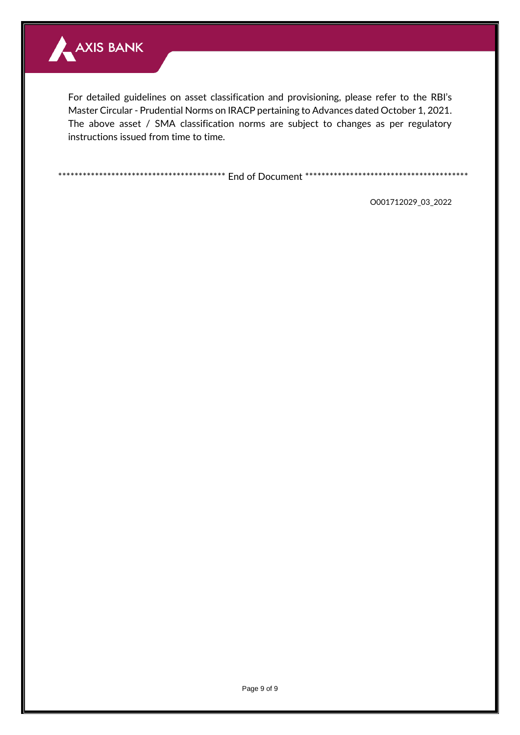For detailed guidelines on asset classification and provisioning, please refer to the RBI's Master Circular - Prudential Norms on IRACP pertaining to Advances dated October 1, 2021. The above asset / SMA classification norms are subject to changes as per regulatory instructions issued from time to time.

****************************************** End of Document ****************************************

O001712029_03_2022